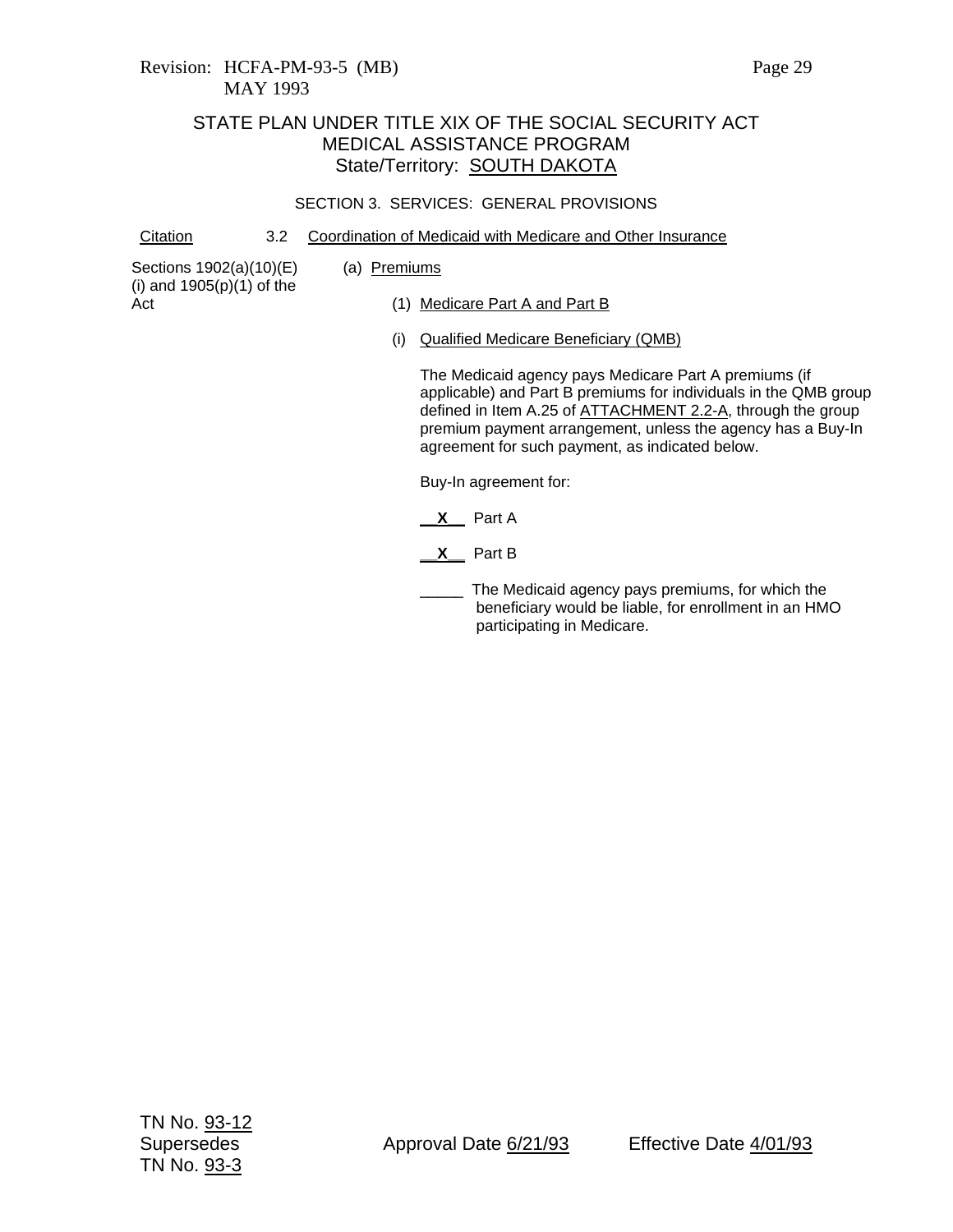Revision: HCFA-PM-93-5 (MB)
MAY 1993

# STATE PLAN UNDER TITLE XIX OF THE SOCIAL SECURITY ACT
## MEDICAL ASSISTANCE PROGRAM
### State/Territory: SOUTH DAKOTA

SECTION 3. SERVICES: GENERAL PROVISIONS

Citation — 3.2 Coordination of Medicaid with Medicare and Other Insurance

Sections 1902(a)(10)(E)(i) and 1905(p)(1) of the Act

(a) Premiums

(1) Medicare Part A and Part B

(i) Qualified Medicare Beneficiary (QMB)

The Medicaid agency pays Medicare Part A premiums (if applicable) and Part B premiums for individuals in the QMB group defined in Item A.25 of ATTACHMENT 2.2-A, through the group premium payment arrangement, unless the agency has a Buy-In agreement for such payment, as indicated below.

Buy-In agreement for:

__X__ Part A

__X__ Part B

_____ The Medicaid agency pays premiums, for which the beneficiary would be liable, for enrollment in an HMO participating in Medicare.

TN No. 93-12
Supersedes
TN No. 93-3

Approval Date 6/21/93 Effective Date 4/01/93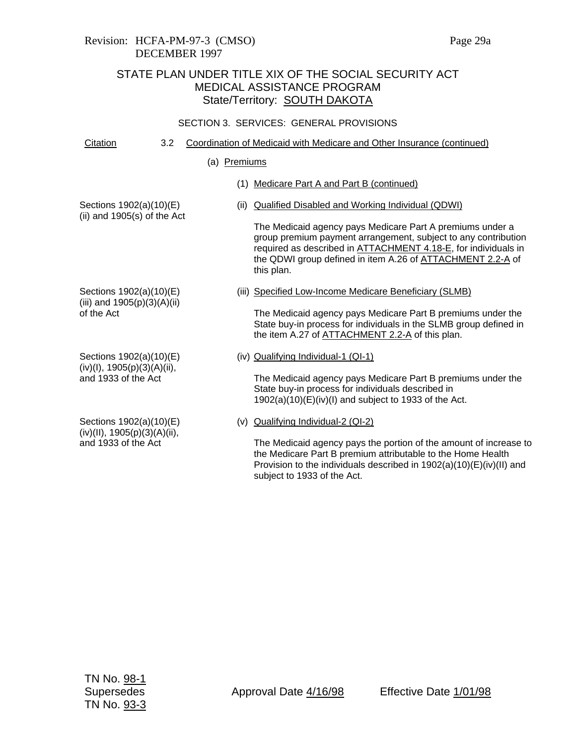Revision: HCFA-PM-97-3 (CMSO)
DECEMBER 1997

STATE PLAN UNDER TITLE XIX OF THE SOCIAL SECURITY ACT
MEDICAL ASSISTANCE PROGRAM
State/Territory: SOUTH DAKOTA

SECTION 3. SERVICES: GENERAL PROVISIONS

| Citation | |
|---|---|
| | 3.2 Coordination of Medicaid with Medicare and Other Insurance (continued) |
| | (a) Premiums |
| | (1) Medicare Part A and Part B (continued) |
| Sections 1902(a)(10)(E)(ii) and 1905(s) of the Act | (ii) Qualified Disabled and Working Individual (QDWI)<br><br>The Medicaid agency pays Medicare Part A premiums under a group premium payment arrangement, subject to any contribution required as described in ATTACHMENT 4.18-E, for individuals in the QDWI group defined in item A.26 of ATTACHMENT 2.2-A of this plan. |
| Sections 1902(a)(10)(E)(iii) and 1905(p)(3)(A)(ii) of the Act | (iii) Specified Low-Income Medicare Beneficiary (SLMB)<br><br>The Medicaid agency pays Medicare Part B premiums under the State buy-in process for individuals in the SLMB group defined in the item A.27 of ATTACHMENT 2.2-A of this plan. |
| Sections 1902(a)(10)(E)(iv)(I), 1905(p)(3)(A)(ii), and 1933 of the Act | (iv) Qualifying Individual-1 (QI-1)<br><br>The Medicaid agency pays Medicare Part B premiums under the State buy-in process for individuals described in 1902(a)(10)(E)(iv)(I) and subject to 1933 of the Act. |
| Sections 1902(a)(10)(E)(iv)(II), 1905(p)(3)(A)(ii), and 1933 of the Act | (v) Qualifying Individual-2 (QI-2)<br><br>The Medicaid agency pays the portion of the amount of increase to the Medicare Part B premium attributable to the Home Health Provision to the individuals described in 1902(a)(10)(E)(iv)(II) and subject to 1933 of the Act. |

TN No. 98-1
Supersedes
TN No. 93-3

Approval Date 4/16/98

Effective Date 1/01/98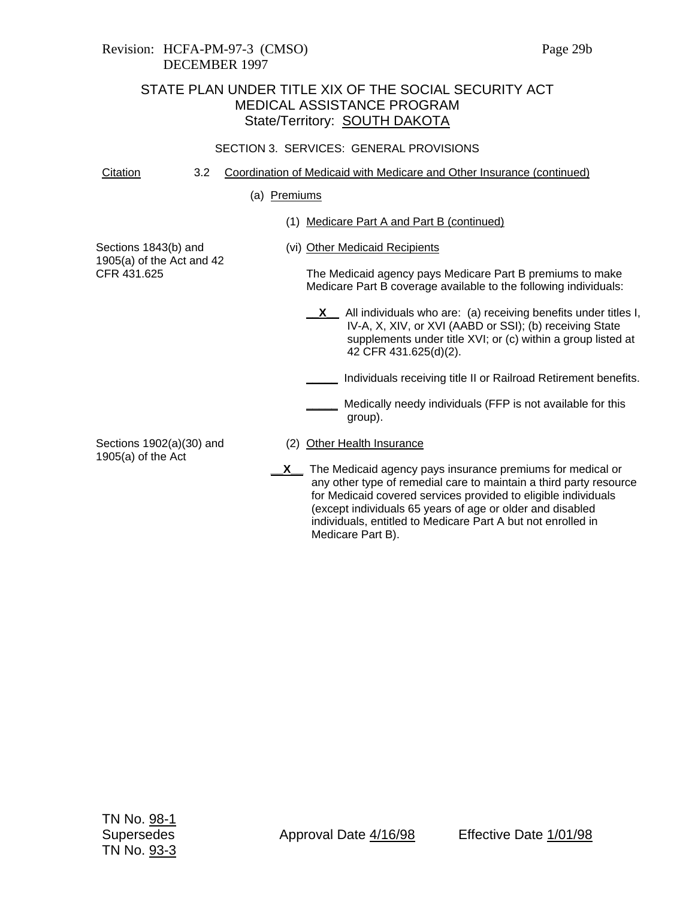Revision: HCFA-PM-97-3 (CMSO)
DECEMBER 1997

# STATE PLAN UNDER TITLE XIX OF THE SOCIAL SECURITY ACT
## MEDICAL ASSISTANCE PROGRAM
## State/Territory: SOUTH DAKOTA

### SECTION 3. SERVICES: GENERAL PROVISIONS

Citation — 3.2 Coordination of Medicaid with Medicare and Other Insurance (continued)

(a) Premiums

(1) Medicare Part A and Part B (continued)

Sections 1843(b) and 1905(a) of the Act and 42 CFR 431.625

(vi) Other Medicaid Recipients

The Medicaid agency pays Medicare Part B premiums to make Medicare Part B coverage available to the following individuals:

__X__ All individuals who are: (a) receiving benefits under titles I, IV-A, X, XIV, or XVI (AABD or SSI); (b) receiving State supplements under title XVI; or (c) within a group listed at 42 CFR 431.625(d)(2).

_____ Individuals receiving title II or Railroad Retirement benefits.

_____ Medically needy individuals (FFP is not available for this group).

Sections 1902(a)(30) and 1905(a) of the Act

(2) Other Health Insurance

__X__ The Medicaid agency pays insurance premiums for medical or any other type of remedial care to maintain a third party resource for Medicaid covered services provided to eligible individuals (except individuals 65 years of age or older and disabled individuals, entitled to Medicare Part A but not enrolled in Medicare Part B).

TN No. 98-1
Supersedes
TN No. 93-3

Approval Date 4/16/98 — Effective Date 1/01/98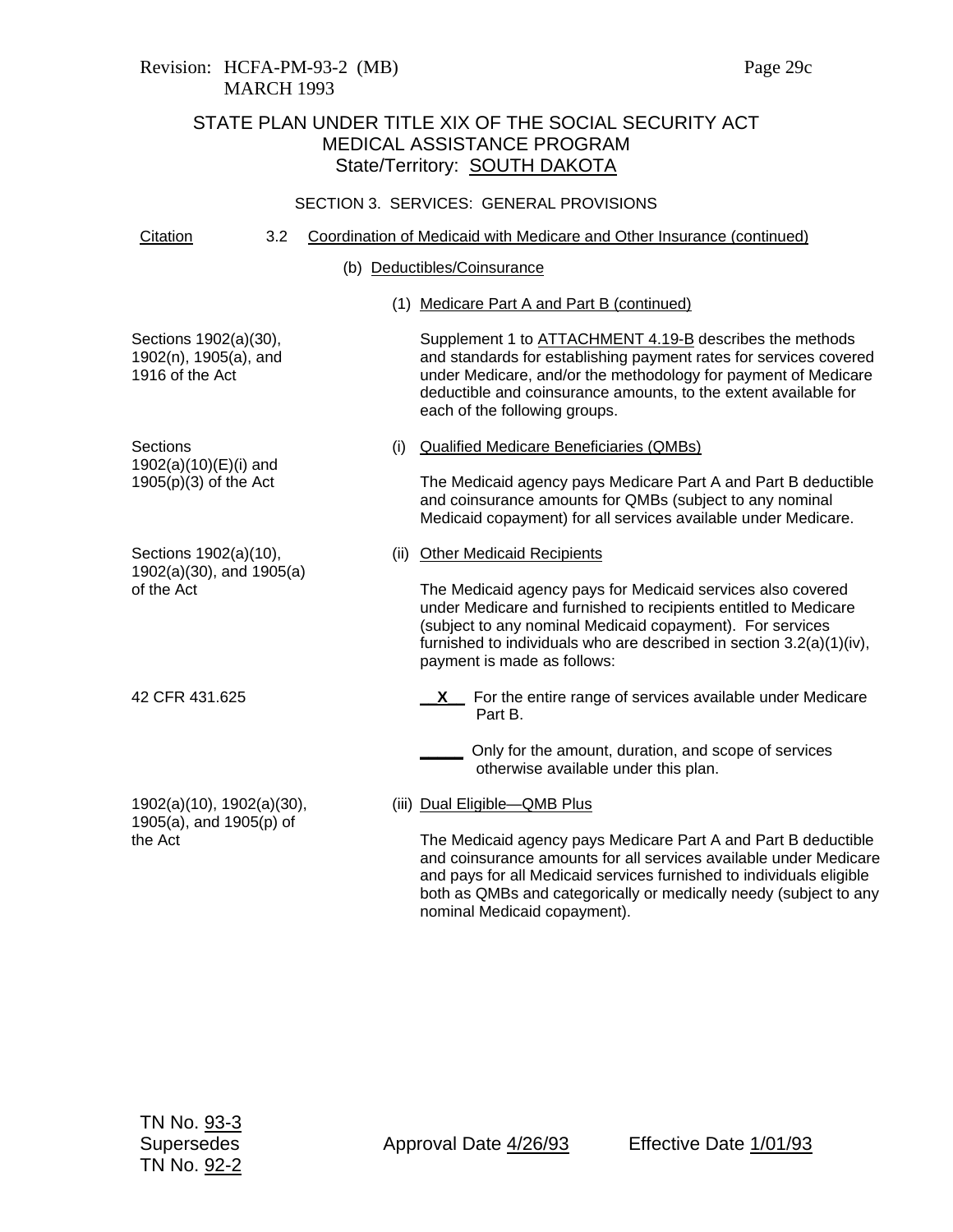Revision: HCFA-PM-93-2 (MB)
MARCH 1993

# STATE PLAN UNDER TITLE XIX OF THE SOCIAL SECURITY ACT
## MEDICAL ASSISTANCE PROGRAM
### State/Territory: SOUTH DAKOTA

SECTION 3. SERVICES: GENERAL PROVISIONS

| Citation | 3.2 Coordination of Medicaid with Medicare and Other Insurance (continued) |
|---|---|
| | (b) Deductibles/Coinsurance |
| | (1) Medicare Part A and Part B (continued) |
| Sections 1902(a)(30), 1902(n), 1905(a), and 1916 of the Act | Supplement 1 to ATTACHMENT 4.19-B describes the methods and standards for establishing payment rates for services covered under Medicare, and/or the methodology for payment of Medicare deductible and coinsurance amounts, to the extent available for each of the following groups. |
| Sections 1902(a)(10)(E)(i) and 1905(p)(3) of the Act | (i) Qualified Medicare Beneficiaries (QMBs)<br><br>The Medicaid agency pays Medicare Part A and Part B deductible and coinsurance amounts for QMBs (subject to any nominal Medicaid copayment) for all services available under Medicare. |
| Sections 1902(a)(10), 1902(a)(30), and 1905(a) of the Act | (ii) Other Medicaid Recipients<br><br>The Medicaid agency pays for Medicaid services also covered under Medicare and furnished to recipients entitled to Medicare (subject to any nominal Medicaid copayment). For services furnished to individuals who are described in section 3.2(a)(1)(iv), payment is made as follows: |
| 42 CFR 431.625 | __X__ For the entire range of services available under Medicare Part B.<br><br>_____ Only for the amount, duration, and scope of services otherwise available under this plan. |
| 1902(a)(10), 1902(a)(30), 1905(a), and 1905(p) of the Act | (iii) Dual Eligible—QMB Plus<br><br>The Medicaid agency pays Medicare Part A and Part B deductible and coinsurance amounts for all services available under Medicare and pays for all Medicaid services furnished to individuals eligible both as QMBs and categorically or medically needy (subject to any nominal Medicaid copayment). |

TN No. 93-3
Supersedes
TN No. 92-2

Approval Date 4/26/93 Effective Date 1/01/93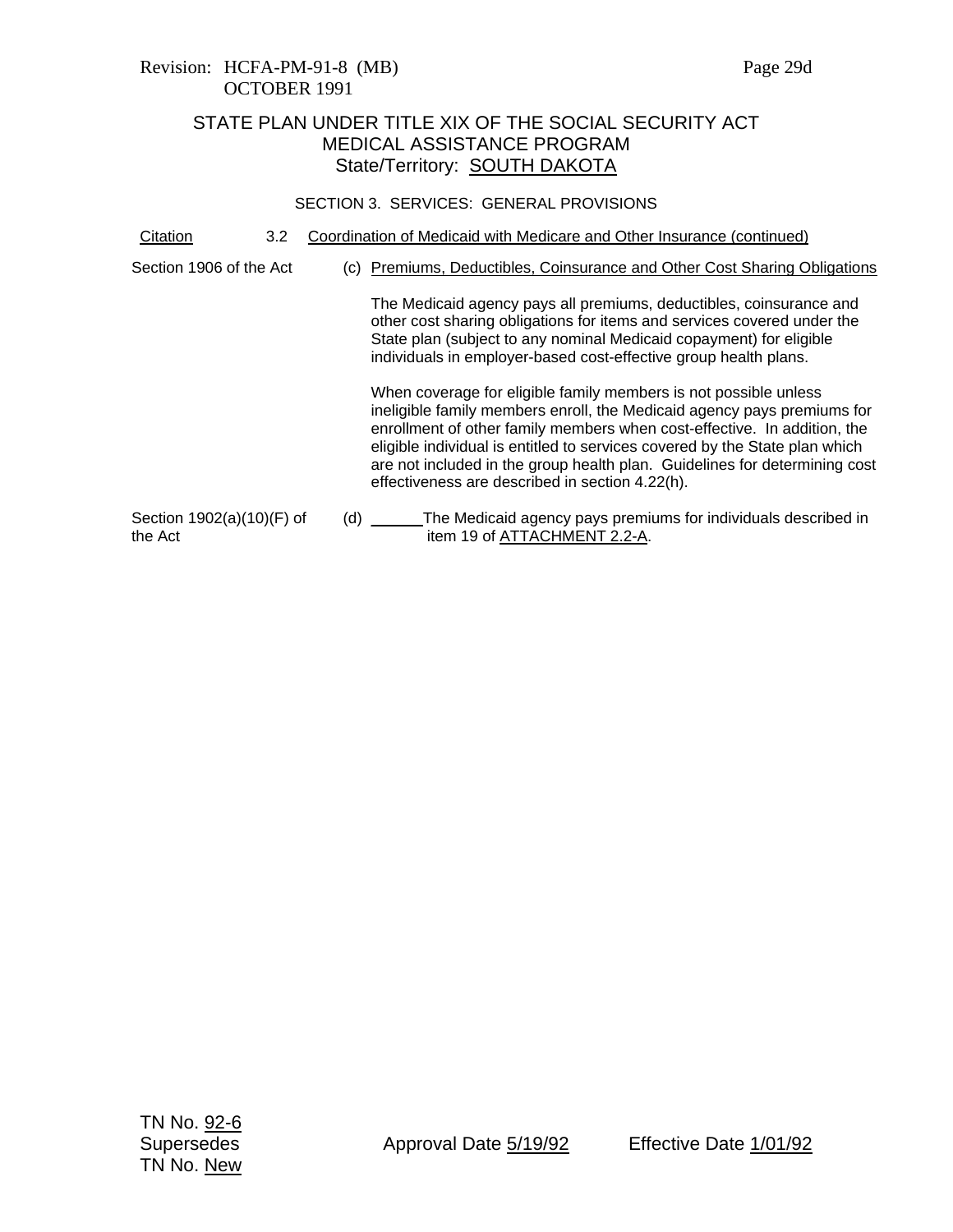Revision: HCFA-PM-91-8 (MB)
OCTOBER 1991

STATE PLAN UNDER TITLE XIX OF THE SOCIAL SECURITY ACT
MEDICAL ASSISTANCE PROGRAM
State/Territory: SOUTH DAKOTA

SECTION 3. SERVICES: GENERAL PROVISIONS

| Citation | 3.2 Coordination of Medicaid with Medicare and Other Insurance (continued) |
|---|---|
| Section 1906 of the Act | (c) Premiums, Deductibles, Coinsurance and Other Cost Sharing Obligations<br><br>The Medicaid agency pays all premiums, deductibles, coinsurance and other cost sharing obligations for items and services covered under the State plan (subject to any nominal Medicaid copayment) for eligible individuals in employer-based cost-effective group health plans.<br><br>When coverage for eligible family members is not possible unless ineligible family members enroll, the Medicaid agency pays premiums for enrollment of other family members when cost-effective. In addition, the eligible individual is entitled to services covered by the State plan which are not included in the group health plan. Guidelines for determining cost effectiveness are described in section 4.22(h). |
| Section 1902(a)(10)(F) of the Act | (d) ______ The Medicaid agency pays premiums for individuals described in item 19 of ATTACHMENT 2.2-A. |

TN No. 92-6
Supersedes
TN No. New

Approval Date 5/19/92

Effective Date 1/01/92